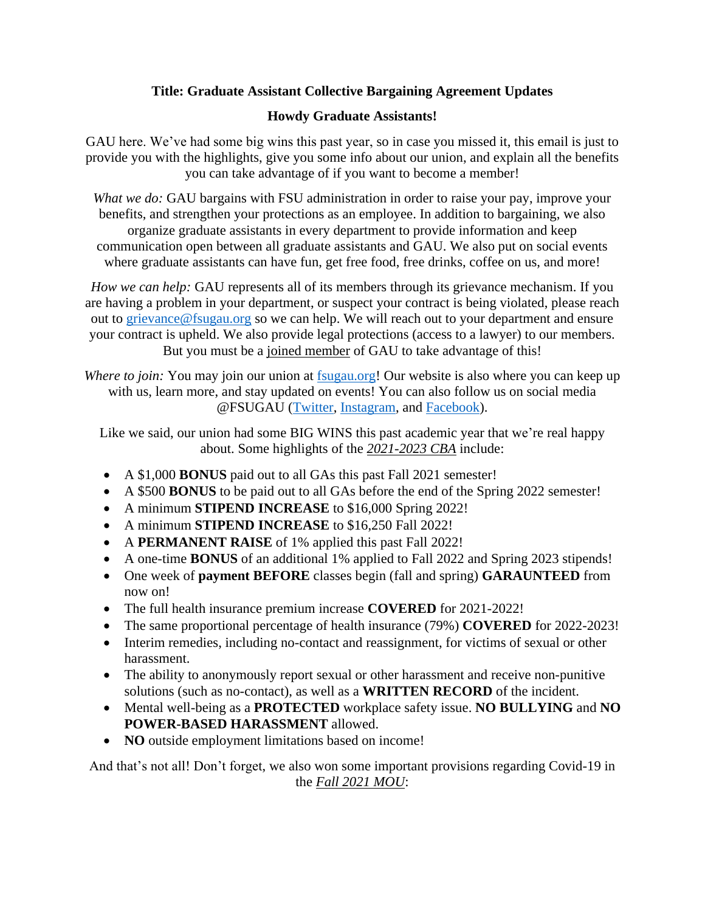**Title: Graduate Assistant Collective Bargaining Agreement Updates**

**Howdy Graduate Assistants!**

GAU here. We've had some big wins this past year, so in case you missed it, this email is just to provide you with the highlights, give you some info about our union, and explain all the benefits you can take advantage of if you want to become a member!

*What we do:* GAU bargains with FSU administration in order to raise your pay, improve your benefits, and strengthen your protections as an employee. In addition to bargaining, we also organize graduate assistants in every department to provide information and keep communication open between all graduate assistants and GAU. We also put on social events where graduate assistants can have fun, get free food, free drinks, coffee on us, and more!

*How we can help:* GAU represents all of its members through its grievance mechanism. If you are having a problem in your department, or suspect your contract is being violated, please reach out to grievance@fsugau.org so we can help. We will reach out to your department and ensure your contract is upheld. We also provide legal protections (access to a lawyer) to our members. But you must be a joined member of GAU to take advantage of this!

*Where to join:* You may join our union at fsugau.org! Our website is also where you can keep up with us, learn more, and stay updated on events! You can also follow us on social media @FSUGAU (Twitter, Instagram, and Facebook).

Like we said, our union had some BIG WINS this past academic year that we're real happy about. Some highlights of the ***2021-2023 CBA*** include:

- A $1,000 **BONUS** paid out to all GAs this past Fall 2021 semester!
- A $500 **BONUS** to be paid out to all GAs before the end of the Spring 2022 semester!
- A minimum **STIPEND INCREASE** to $16,000 Spring 2022!
- A minimum **STIPEND INCREASE** to $16,250 Fall 2022!
- A **PERMANENT RAISE** of 1% applied this past Fall 2022!
- A one-time **BONUS** of an additional 1% applied to Fall 2022 and Spring 2023 stipends!
- One week of **payment BEFORE** classes begin (fall and spring) **GARAUNTEED** from now on!
- The full health insurance premium increase **COVERED** for 2021-2022!
- The same proportional percentage of health insurance (79%) **COVERED** for 2022-2023!
- Interim remedies, including no-contact and reassignment, for victims of sexual or other harassment.
- The ability to anonymously report sexual or other harassment and receive non-punitive solutions (such as no-contact), as well as a **WRITTEN RECORD** of the incident.
- Mental well-being as a **PROTECTED** workplace safety issue. **NO BULLYING** and **NO POWER-BASED HARASSMENT** allowed.
- **NO** outside employment limitations based on income!

And that's not all! Don't forget, we also won some important provisions regarding Covid-19 in the ***Fall 2021 MOU***: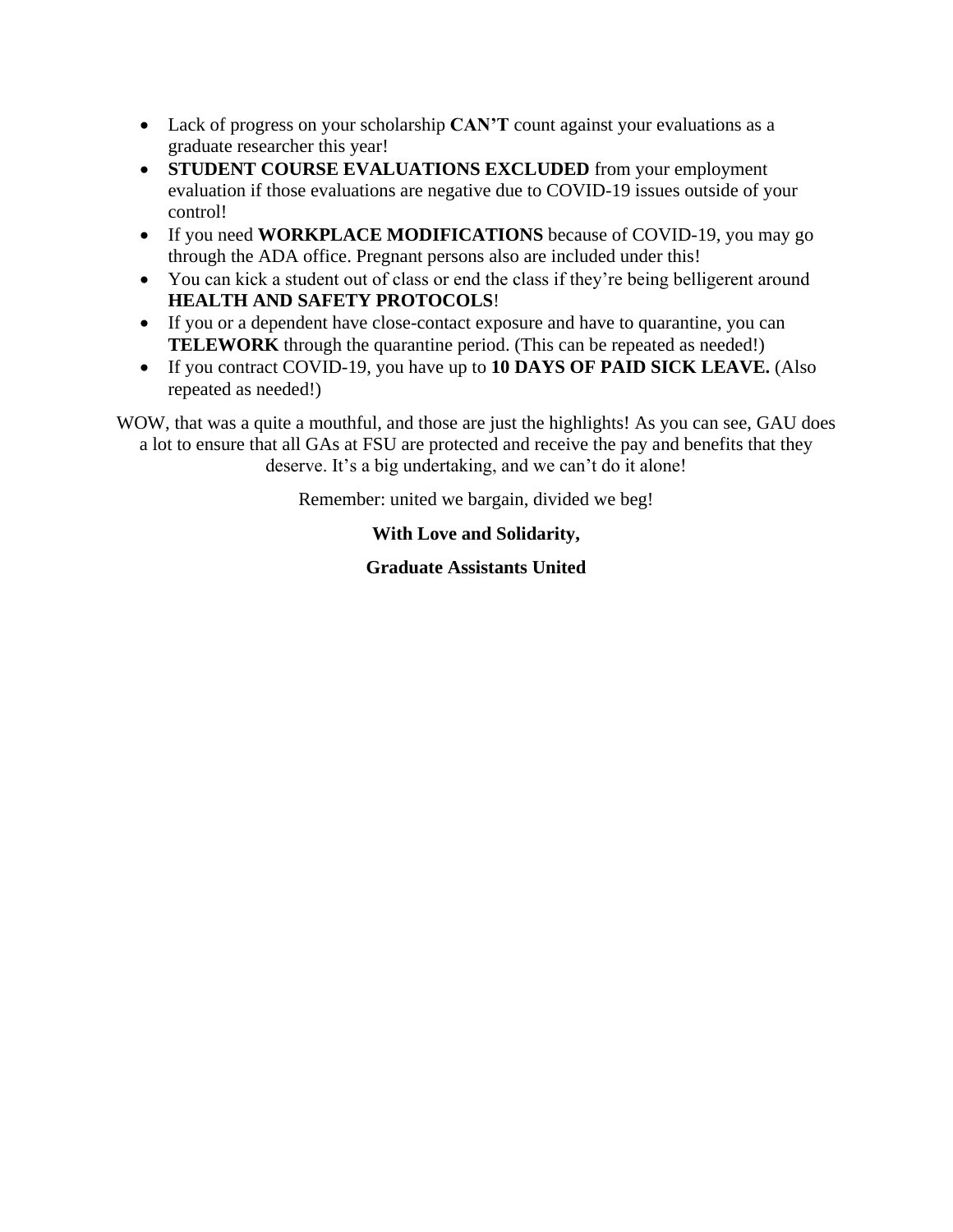- Lack of progress on your scholarship **CAN'T** count against your evaluations as a graduate researcher this year!
- **STUDENT COURSE EVALUATIONS EXCLUDED** from your employment evaluation if those evaluations are negative due to COVID-19 issues outside of your control!
- If you need **WORKPLACE MODIFICATIONS** because of COVID-19, you may go through the ADA office. Pregnant persons also are included under this!
- You can kick a student out of class or end the class if they're being belligerent around **HEALTH AND SAFETY PROTOCOLS**!
- If you or a dependent have close-contact exposure and have to quarantine, you can **TELEWORK** through the quarantine period. (This can be repeated as needed!)
- If you contract COVID-19, you have up to **10 DAYS OF PAID SICK LEAVE.** (Also repeated as needed!)

WOW, that was a quite a mouthful, and those are just the highlights! As you can see, GAU does a lot to ensure that all GAs at FSU are protected and receive the pay and benefits that they deserve. It's a big undertaking, and we can't do it alone!

Remember: united we bargain, divided we beg!

**With Love and Solidarity,**

**Graduate Assistants United**